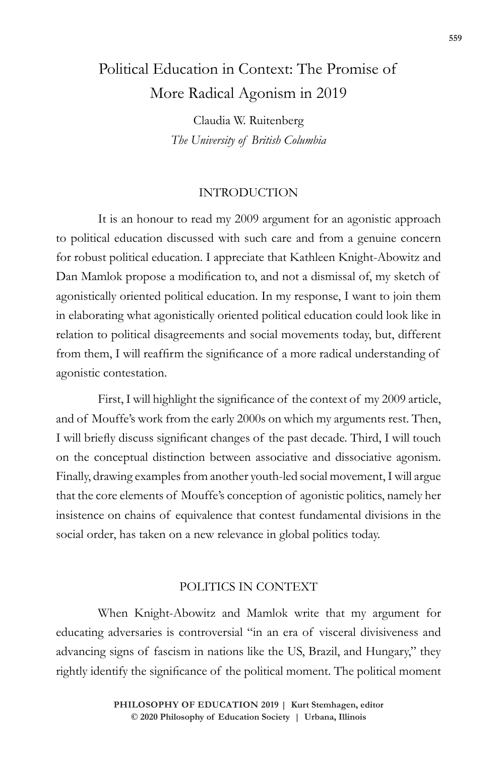# Political Education in Context: The Promise of More Radical Agonism in 2019

Claudia W. Ruitenberg
*The University of British Columbia*

## INTRODUCTION

It is an honour to read my 2009 argument for an agonistic approach to political education discussed with such care and from a genuine concern for robust political education. I appreciate that Kathleen Knight-Abowitz and Dan Mamlok propose a modification to, and not a dismissal of, my sketch of agonistically oriented political education. In my response, I want to join them in elaborating what agonistically oriented political education could look like in relation to political disagreements and social movements today, but, different from them, I will reaffirm the significance of a more radical understanding of agonistic contestation.

First, I will highlight the significance of the context of my 2009 article, and of Mouffe's work from the early 2000s on which my arguments rest. Then, I will briefly discuss significant changes of the past decade. Third, I will touch on the conceptual distinction between associative and dissociative agonism. Finally, drawing examples from another youth-led social movement, I will argue that the core elements of Mouffe's conception of agonistic politics, namely her insistence on chains of equivalence that contest fundamental divisions in the social order, has taken on a new relevance in global politics today.

## POLITICS IN CONTEXT

When Knight-Abowitz and Mamlok write that my argument for educating adversaries is controversial "in an era of visceral divisiveness and advancing signs of fascism in nations like the US, Brazil, and Hungary," they rightly identify the significance of the political moment. The political moment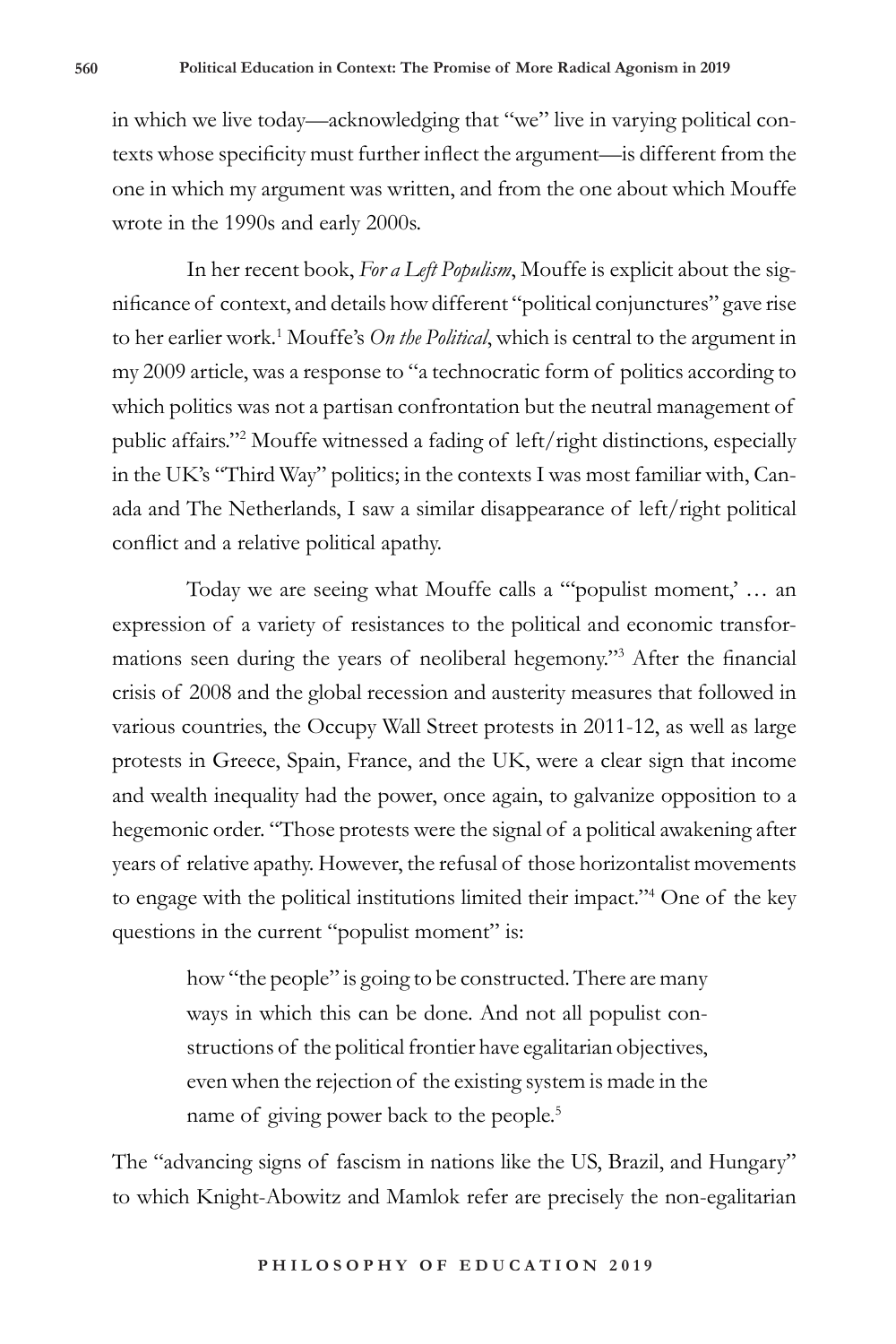in which we live today—acknowledging that "we" live in varying political contexts whose specificity must further inflect the argument—is different from the one in which my argument was written, and from the one about which Mouffe wrote in the 1990s and early 2000s.

In her recent book, *For a Left Populism*, Mouffe is explicit about the significance of context, and details how different "political conjunctures" gave rise to her earlier work.[1] Mouffe's *On the Political*, which is central to the argument in my 2009 article, was a response to "a technocratic form of politics according to which politics was not a partisan confrontation but the neutral management of public affairs."[2] Mouffe witnessed a fading of left/right distinctions, especially in the UK's "Third Way" politics; in the contexts I was most familiar with, Canada and The Netherlands, I saw a similar disappearance of left/right political conflict and a relative political apathy.

Today we are seeing what Mouffe calls a "'populist moment,' … an expression of a variety of resistances to the political and economic transformations seen during the years of neoliberal hegemony."[3] After the financial crisis of 2008 and the global recession and austerity measures that followed in various countries, the Occupy Wall Street protests in 2011-12, as well as large protests in Greece, Spain, France, and the UK, were a clear sign that income and wealth inequality had the power, once again, to galvanize opposition to a hegemonic order. "Those protests were the signal of a political awakening after years of relative apathy. However, the refusal of those horizontalist movements to engage with the political institutions limited their impact."[4] One of the key questions in the current "populist moment" is:

> how "the people" is going to be constructed. There are many ways in which this can be done. And not all populist constructions of the political frontier have egalitarian objectives, even when the rejection of the existing system is made in the name of giving power back to the people.[5]

The "advancing signs of fascism in nations like the US, Brazil, and Hungary" to which Knight-Abowitz and Mamlok refer are precisely the non-egalitarian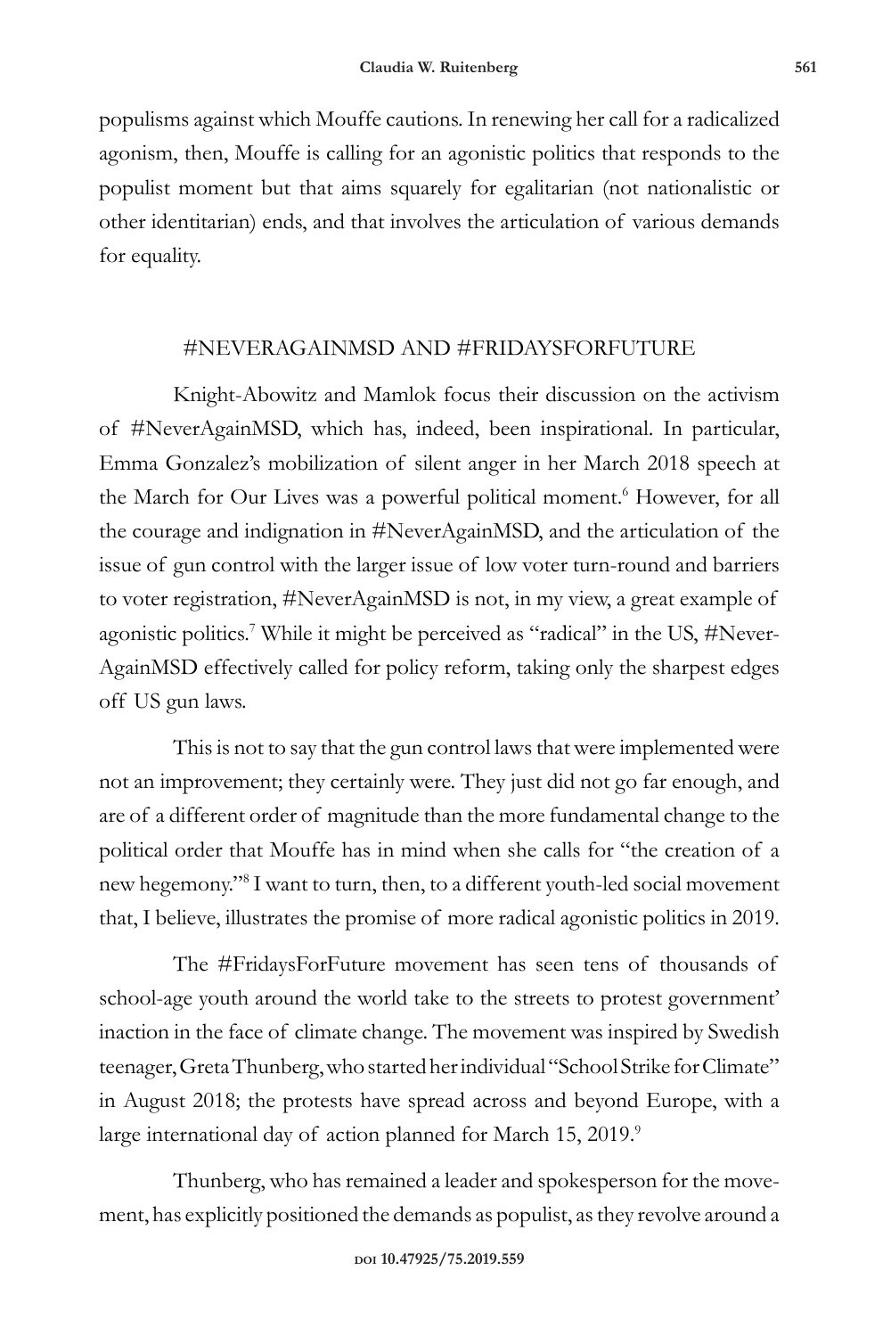populisms against which Mouffe cautions. In renewing her call for a radicalized agonism, then, Mouffe is calling for an agonistic politics that responds to the populist moment but that aims squarely for egalitarian (not nationalistic or other identitarian) ends, and that involves the articulation of various demands for equality.

## #NEVERAGAINMSD AND #FRIDAYSFORFUTURE

Knight-Abowitz and Mamlok focus their discussion on the activism of #NeverAgainMSD, which has, indeed, been inspirational. In particular, Emma Gonzalez's mobilization of silent anger in her March 2018 speech at the March for Our Lives was a powerful political moment.[6] However, for all the courage and indignation in #NeverAgainMSD, and the articulation of the issue of gun control with the larger issue of low voter turn-round and barriers to voter registration, #NeverAgainMSD is not, in my view, a great example of agonistic politics.[7] While it might be perceived as "radical" in the US, #Never-AgainMSD effectively called for policy reform, taking only the sharpest edges off US gun laws.

This is not to say that the gun control laws that were implemented were not an improvement; they certainly were. They just did not go far enough, and are of a different order of magnitude than the more fundamental change to the political order that Mouffe has in mind when she calls for "the creation of a new hegemony."[8] I want to turn, then, to a different youth-led social movement that, I believe, illustrates the promise of more radical agonistic politics in 2019.

The #FridaysForFuture movement has seen tens of thousands of school-age youth around the world take to the streets to protest government' inaction in the face of climate change. The movement was inspired by Swedish teenager, Greta Thunberg, who started her individual "School Strike for Climate" in August 2018; the protests have spread across and beyond Europe, with a large international day of action planned for March 15, 2019.[9]

Thunberg, who has remained a leader and spokesperson for the movement, has explicitly positioned the demands as populist, as they revolve around a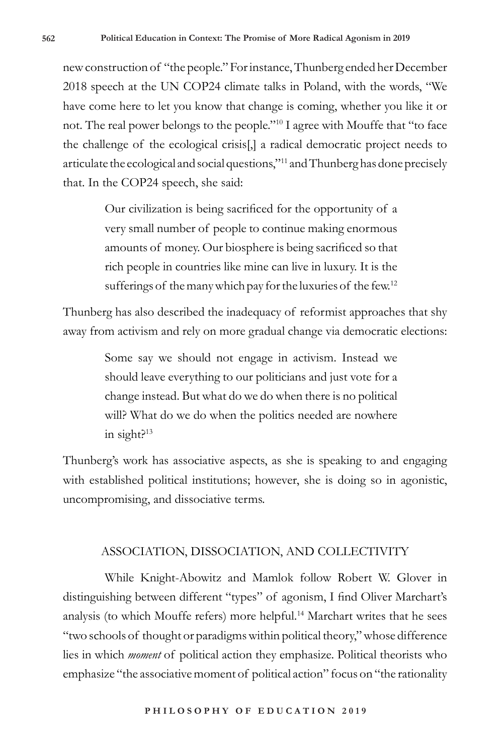new construction of "the people." For instance, Thunberg ended her December 2018 speech at the UN COP24 climate talks in Poland, with the words, "We have come here to let you know that change is coming, whether you like it or not. The real power belongs to the people."[10] I agree with Mouffe that "to face the challenge of the ecological crisis[,] a radical democratic project needs to articulate the ecological and social questions,"[11] and Thunberg has done precisely that. In the COP24 speech, she said:

> Our civilization is being sacrificed for the opportunity of a very small number of people to continue making enormous amounts of money. Our biosphere is being sacrificed so that rich people in countries like mine can live in luxury. It is the sufferings of the many which pay for the luxuries of the few.[12]

Thunberg has also described the inadequacy of reformist approaches that shy away from activism and rely on more gradual change via democratic elections:

> Some say we should not engage in activism. Instead we should leave everything to our politicians and just vote for a change instead. But what do we do when there is no political will? What do we do when the politics needed are nowhere in sight?[13]

Thunberg's work has associative aspects, as she is speaking to and engaging with established political institutions; however, she is doing so in agonistic, uncompromising, and dissociative terms.

## ASSOCIATION, DISSOCIATION, AND COLLECTIVITY

While Knight-Abowitz and Mamlok follow Robert W. Glover in distinguishing between different "types" of agonism, I find Oliver Marchart's analysis (to which Mouffe refers) more helpful.[14] Marchart writes that he sees "two schools of thought or paradigms within political theory," whose difference lies in which *moment* of political action they emphasize. Political theorists who emphasize "the associative moment of political action" focus on "the rationality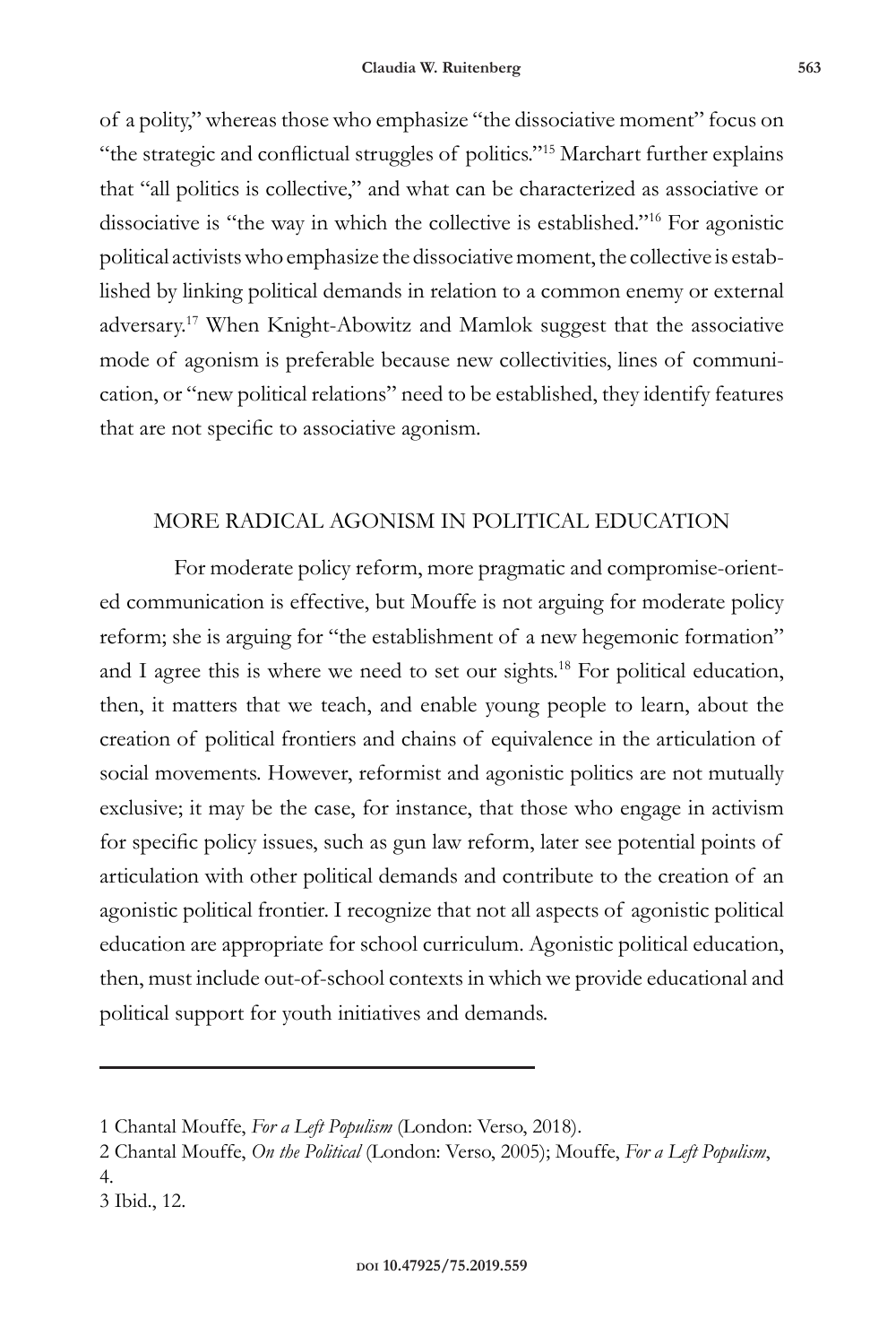of a polity," whereas those who emphasize "the dissociative moment" focus on "the strategic and conflictual struggles of politics."[15] Marchart further explains that "all politics is collective," and what can be characterized as associative or dissociative is "the way in which the collective is established."[16] For agonistic political activists who emphasize the dissociative moment, the collective is established by linking political demands in relation to a common enemy or external adversary.[17] When Knight-Abowitz and Mamlok suggest that the associative mode of agonism is preferable because new collectivities, lines of communication, or "new political relations" need to be established, they identify features that are not specific to associative agonism.

## MORE RADICAL AGONISM IN POLITICAL EDUCATION

For moderate policy reform, more pragmatic and compromise-oriented communication is effective, but Mouffe is not arguing for moderate policy reform; she is arguing for "the establishment of a new hegemonic formation" and I agree this is where we need to set our sights.[18] For political education, then, it matters that we teach, and enable young people to learn, about the creation of political frontiers and chains of equivalence in the articulation of social movements. However, reformist and agonistic politics are not mutually exclusive; it may be the case, for instance, that those who engage in activism for specific policy issues, such as gun law reform, later see potential points of articulation with other political demands and contribute to the creation of an agonistic political frontier. I recognize that not all aspects of agonistic political education are appropriate for school curriculum. Agonistic political education, then, must include out-of-school contexts in which we provide educational and political support for youth initiatives and demands.

---

1 Chantal Mouffe, *For a Left Populism* (London: Verso, 2018).

2 Chantal Mouffe, *On the Political* (London: Verso, 2005); Mouffe, *For a Left Populism*, 4.

3 Ibid., 12.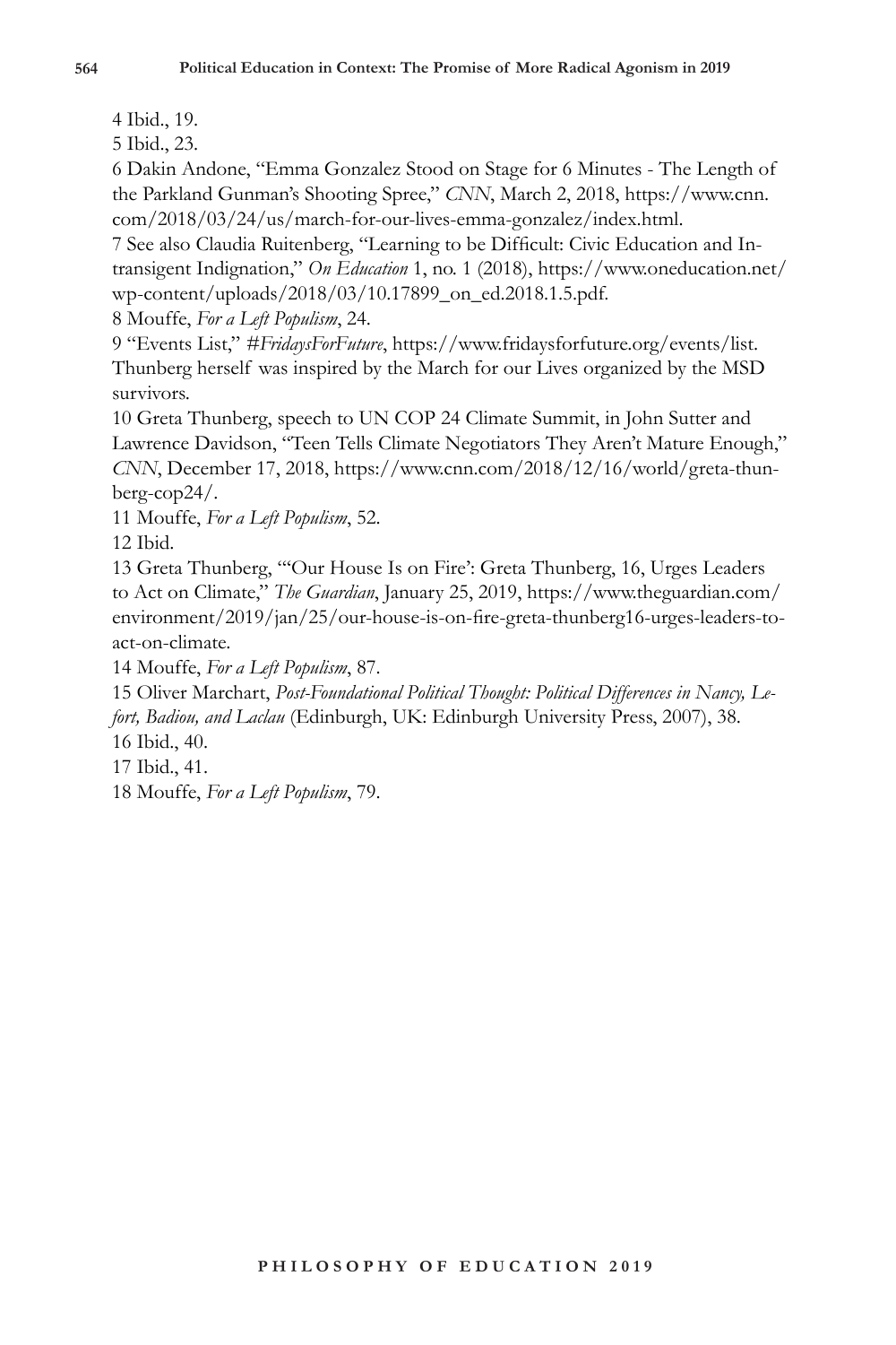4 Ibid., 19.

5 Ibid., 23.

6 Dakin Andone, "Emma Gonzalez Stood on Stage for 6 Minutes - The Length of the Parkland Gunman's Shooting Spree," *CNN*, March 2, 2018, https://www.cnn.com/2018/03/24/us/march-for-our-lives-emma-gonzalez/index.html.

7 See also Claudia Ruitenberg, "Learning to be Difficult: Civic Education and Intransigent Indignation," *On Education* 1, no. 1 (2018), https://www.oneducation.net/wp-content/uploads/2018/03/10.17899_on_ed.2018.1.5.pdf.

8 Mouffe, *For a Left Populism*, 24.

9 "Events List," *#FridaysForFuture*, https://www.fridaysforfuture.org/events/list. Thunberg herself was inspired by the March for our Lives organized by the MSD survivors.

10 Greta Thunberg, speech to UN COP 24 Climate Summit, in John Sutter and Lawrence Davidson, "Teen Tells Climate Negotiators They Aren't Mature Enough," *CNN*, December 17, 2018, https://www.cnn.com/2018/12/16/world/greta-thunberg-cop24/.

11 Mouffe, *For a Left Populism*, 52.

12 Ibid.

13 Greta Thunberg, "'Our House Is on Fire': Greta Thunberg, 16, Urges Leaders to Act on Climate," *The Guardian*, January 25, 2019, https://www.theguardian.com/environment/2019/jan/25/our-house-is-on-fire-greta-thunberg16-urges-leaders-to-act-on-climate.

14 Mouffe, *For a Left Populism*, 87.

15 Oliver Marchart, *Post-Foundational Political Thought: Political Differences in Nancy, Lefort, Badiou, and Laclau* (Edinburgh, UK: Edinburgh University Press, 2007), 38.

16 Ibid., 40.

17 Ibid., 41.

18 Mouffe, *For a Left Populism*, 79.